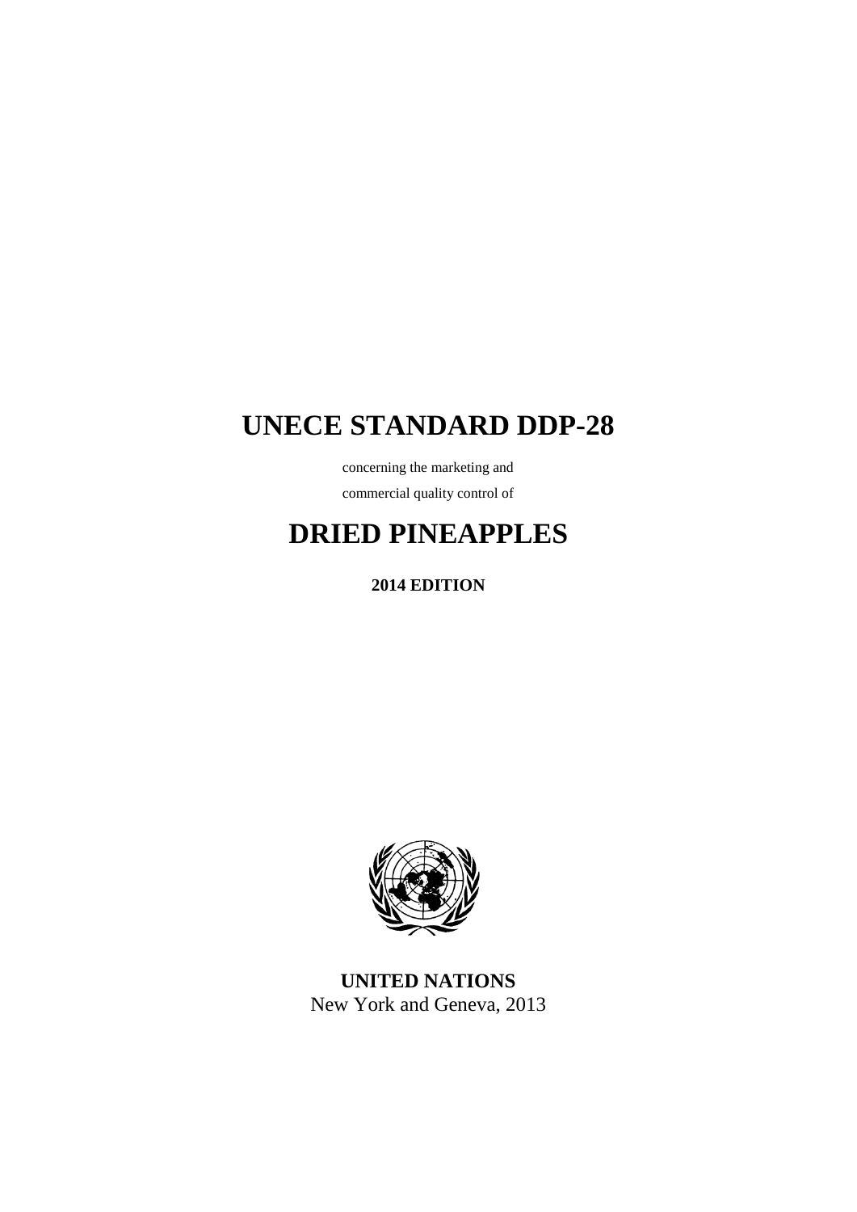# UNECE STANDARD DDP-28

concerning the marketing and

commercial quality control of

# DRIED PINEAPPLES

**2014 EDITION**

**UNITED NATIONS**

New York and Geneva, 2013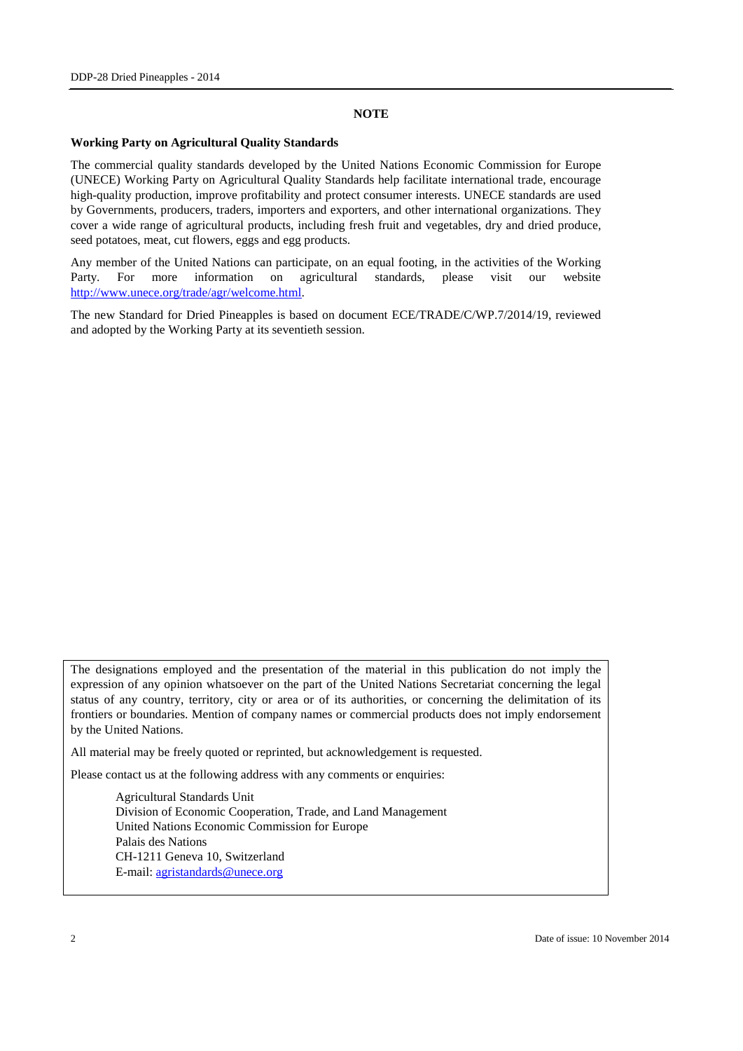**NOTE**

**Working Party on Agricultural Quality Standards**

The commercial quality standards developed by the United Nations Economic Commission for Europe (UNECE) Working Party on Agricultural Quality Standards help facilitate international trade, encourage high-quality production, improve profitability and protect consumer interests. UNECE standards are used by Governments, producers, traders, importers and exporters, and other international organizations. They cover a wide range of agricultural products, including fresh fruit and vegetables, dry and dried produce, seed potatoes, meat, cut flowers, eggs and egg products.

Any member of the United Nations can participate, on an equal footing, in the activities of the Working Party. For more information on agricultural standards, please visit our website http://www.unece.org/trade/agr/welcome.html.

The new Standard for Dried Pineapples is based on document ECE/TRADE/C/WP.7/2014/19, reviewed and adopted by the Working Party at its seventieth session.

The designations employed and the presentation of the material in this publication do not imply the expression of any opinion whatsoever on the part of the United Nations Secretariat concerning the legal status of any country, territory, city or area or of its authorities, or concerning the delimitation of its frontiers or boundaries. Mention of company names or commercial products does not imply endorsement by the United Nations.

All material may be freely quoted or reprinted, but acknowledgement is requested.

Please contact us at the following address with any comments or enquiries:

Agricultural Standards Unit
Division of Economic Cooperation, Trade, and Land Management
United Nations Economic Commission for Europe
Palais des Nations
CH-1211 Geneva 10, Switzerland
E-mail: agristandards@unece.org

Date of issue: 10 November 2014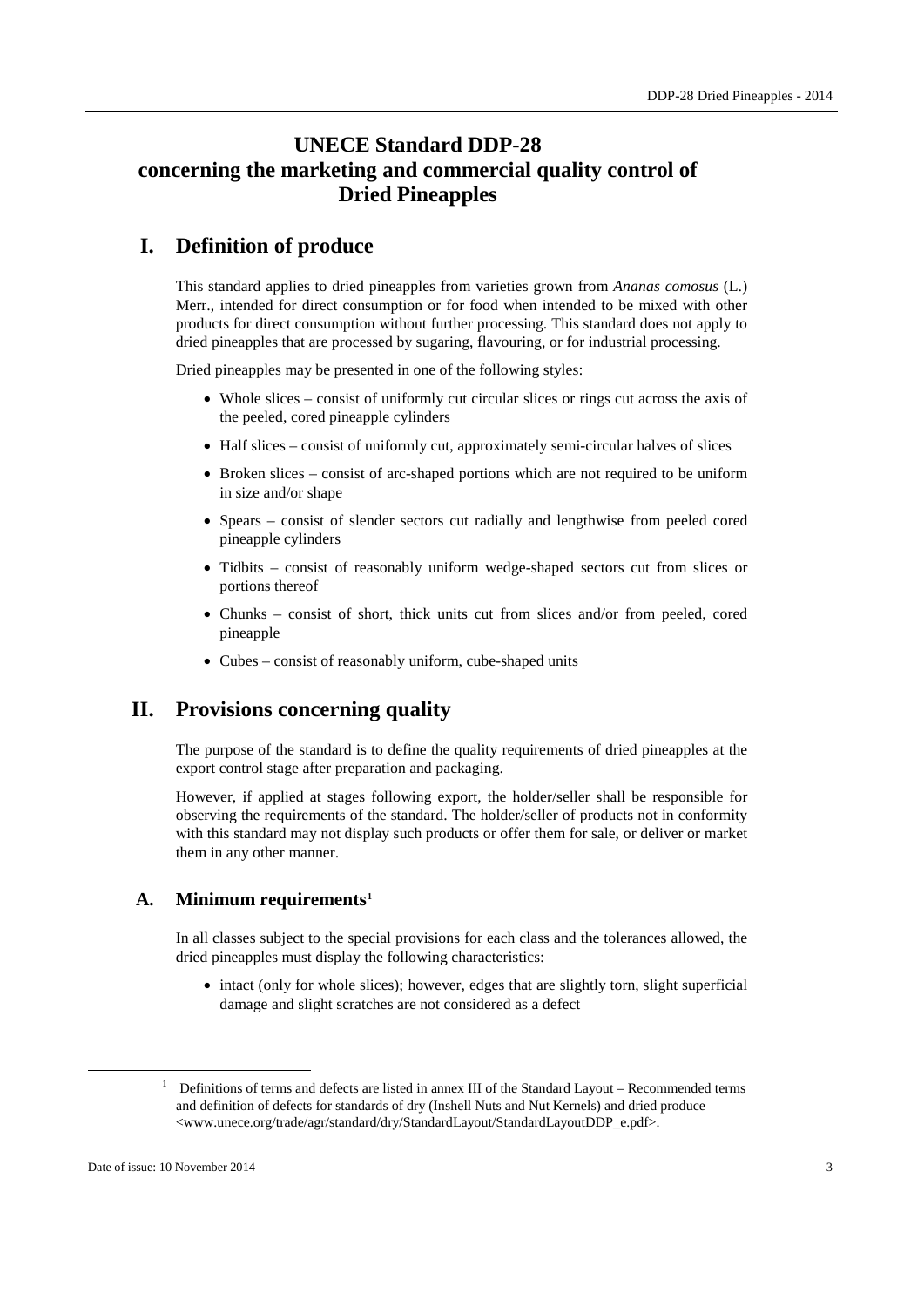# UNECE Standard DDP-28 concerning the marketing and commercial quality control of Dried Pineapples

## I. Definition of produce

This standard applies to dried pineapples from varieties grown from *Ananas comosus* (L.) Merr., intended for direct consumption or for food when intended to be mixed with other products for direct consumption without further processing. This standard does not apply to dried pineapples that are processed by sugaring, flavouring, or for industrial processing.

Dried pineapples may be presented in one of the following styles:

- Whole slices – consist of uniformly cut circular slices or rings cut across the axis of the peeled, cored pineapple cylinders
- Half slices – consist of uniformly cut, approximately semi-circular halves of slices
- Broken slices – consist of arc-shaped portions which are not required to be uniform in size and/or shape
- Spears – consist of slender sectors cut radially and lengthwise from peeled cored pineapple cylinders
- Tidbits – consist of reasonably uniform wedge-shaped sectors cut from slices or portions thereof
- Chunks – consist of short, thick units cut from slices and/or from peeled, cored pineapple
- Cubes – consist of reasonably uniform, cube-shaped units

## II. Provisions concerning quality

The purpose of the standard is to define the quality requirements of dried pineapples at the export control stage after preparation and packaging.

However, if applied at stages following export, the holder/seller shall be responsible for observing the requirements of the standard. The holder/seller of products not in conformity with this standard may not display such products or offer them for sale, or deliver or market them in any other manner.

### A. Minimum requirements[1]

In all classes subject to the special provisions for each class and the tolerances allowed, the dried pineapples must display the following characteristics:

- intact (only for whole slices); however, edges that are slightly torn, slight superficial damage and slight scratches are not considered as a defect

[1] Definitions of terms and defects are listed in annex III of the Standard Layout – Recommended terms and definition of defects for standards of dry (Inshell Nuts and Nut Kernels) and dried produce <www.unece.org/trade/agr/standard/dry/StandardLayout/StandardLayoutDDP_e.pdf>.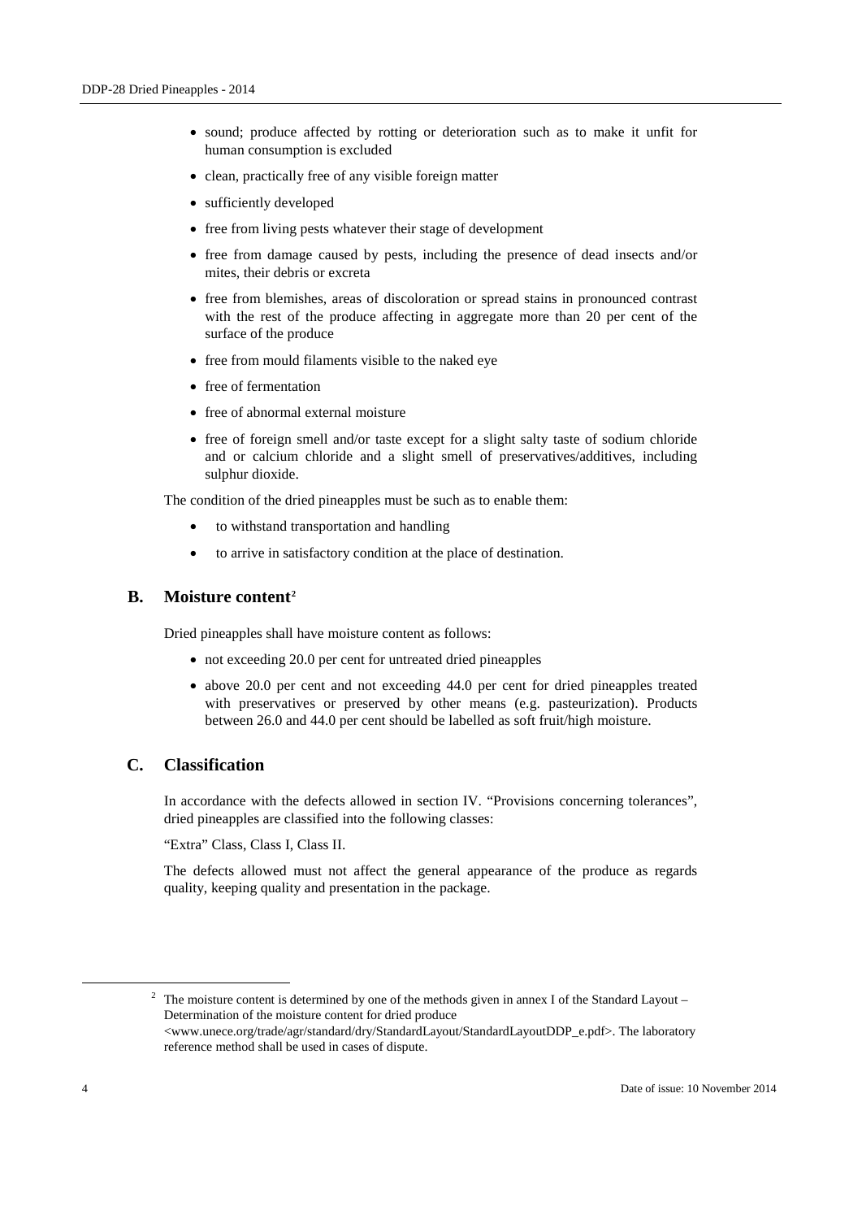- sound; produce affected by rotting or deterioration such as to make it unfit for human consumption is excluded
- clean, practically free of any visible foreign matter
- sufficiently developed
- free from living pests whatever their stage of development
- free from damage caused by pests, including the presence of dead insects and/or mites, their debris or excreta
- free from blemishes, areas of discoloration or spread stains in pronounced contrast with the rest of the produce affecting in aggregate more than 20 per cent of the surface of the produce
- free from mould filaments visible to the naked eye
- free of fermentation
- free of abnormal external moisture
- free of foreign smell and/or taste except for a slight salty taste of sodium chloride and or calcium chloride and a slight smell of preservatives/additives, including sulphur dioxide.

The condition of the dried pineapples must be such as to enable them:

- to withstand transportation and handling
- to arrive in satisfactory condition at the place of destination.

## B. Moisture content[2]

Dried pineapples shall have moisture content as follows:

- not exceeding 20.0 per cent for untreated dried pineapples
- above 20.0 per cent and not exceeding 44.0 per cent for dried pineapples treated with preservatives or preserved by other means (e.g. pasteurization). Products between 26.0 and 44.0 per cent should be labelled as soft fruit/high moisture.

## C. Classification

In accordance with the defects allowed in section IV. "Provisions concerning tolerances", dried pineapples are classified into the following classes:

"Extra" Class, Class I, Class II.

The defects allowed must not affect the general appearance of the produce as regards quality, keeping quality and presentation in the package.

[2] The moisture content is determined by one of the methods given in annex I of the Standard Layout – Determination of the moisture content for dried produce <www.unece.org/trade/agr/standard/dry/StandardLayout/StandardLayoutDDP_e.pdf>. The laboratory reference method shall be used in cases of dispute.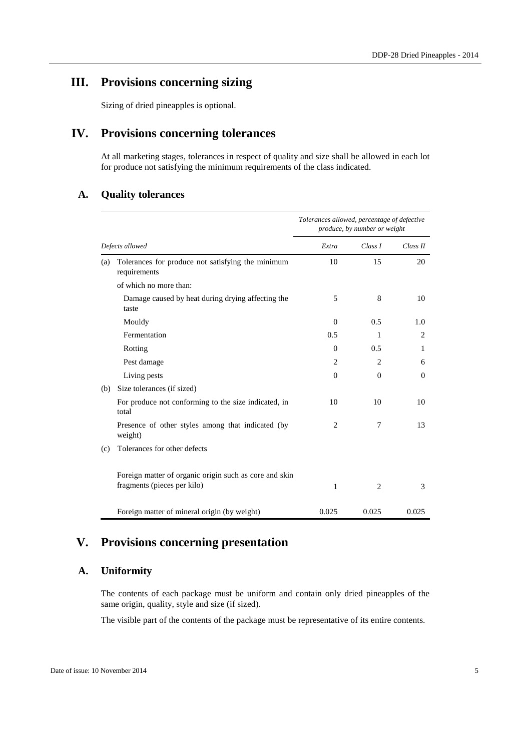# III. Provisions concerning sizing

Sizing of dried pineapples is optional.

# IV. Provisions concerning tolerances

At all marketing stages, tolerances in respect of quality and size shall be allowed in each lot for produce not satisfying the minimum requirements of the class indicated.

## A. Quality tolerances

| | | *Tolerances allowed, percentage of defective produce, by number or weight* | | |
|---|---|---|---|---|
| *Defects allowed* | | *Extra* | *Class I* | *Class II* |
| (a) | Tolerances for produce not satisfying the minimum requirements | 10 | 15 | 20 |
| | of which no more than: | | | |
| | Damage caused by heat during drying affecting the taste | 5 | 8 | 10 |
| | Mouldy | 0 | 0.5 | 1.0 |
| | Fermentation | 0.5 | 1 | 2 |
| | Rotting | 0 | 0.5 | 1 |
| | Pest damage | 2 | 2 | 6 |
| | Living pests | 0 | 0 | 0 |
| (b) | Size tolerances (if sized) | | | |
| | For produce not conforming to the size indicated, in total | 10 | 10 | 10 |
| | Presence of other styles among that indicated (by weight) | 2 | 7 | 13 |
| (c) | Tolerances for other defects | | | |
| | Foreign matter of organic origin such as core and skin fragments (pieces per kilo) | 1 | 2 | 3 |
| | Foreign matter of mineral origin (by weight) | 0.025 | 0.025 | 0.025 |

# V. Provisions concerning presentation

## A. Uniformity

The contents of each package must be uniform and contain only dried pineapples of the same origin, quality, style and size (if sized).

The visible part of the contents of the package must be representative of its entire contents.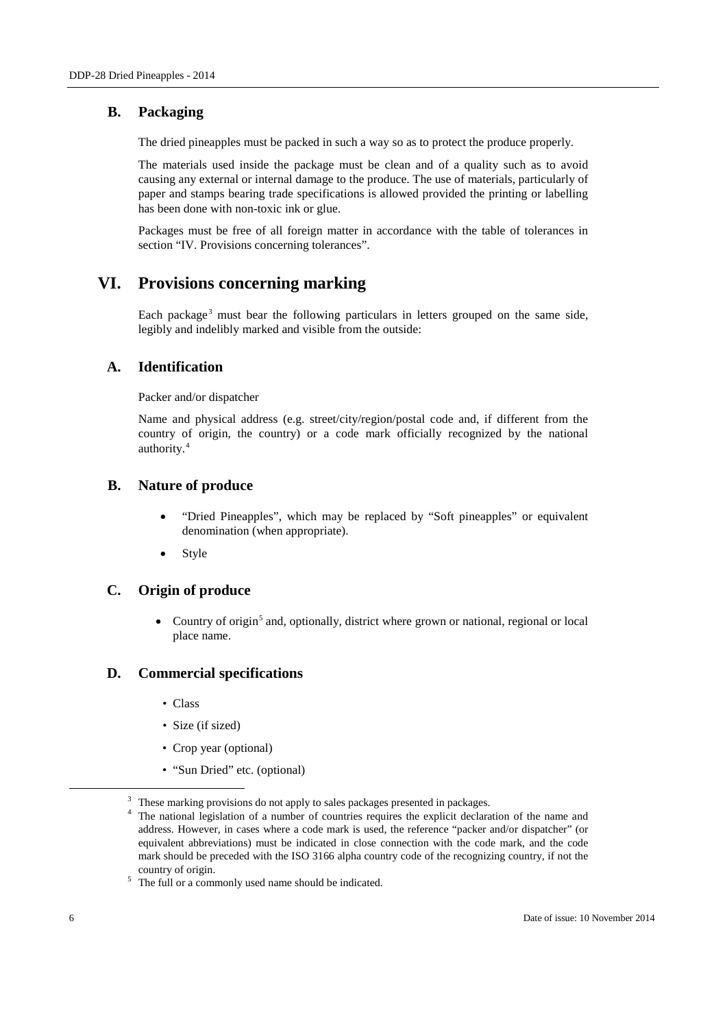## B. Packaging

The dried pineapples must be packed in such a way so as to protect the produce properly.

The materials used inside the package must be clean and of a quality such as to avoid causing any external or internal damage to the produce. The use of materials, particularly of paper and stamps bearing trade specifications is allowed provided the printing or labelling has been done with non-toxic ink or glue.

Packages must be free of all foreign matter in accordance with the table of tolerances in section "IV. Provisions concerning tolerances".

# VI. Provisions concerning marking

Each package[3] must bear the following particulars in letters grouped on the same side, legibly and indelibly marked and visible from the outside:

## A. Identification

Packer and/or dispatcher

Name and physical address (e.g. street/city/region/postal code and, if different from the country of origin, the country) or a code mark officially recognized by the national authority.[4]

## B. Nature of produce

- "Dried Pineapples", which may be replaced by "Soft pineapples" or equivalent denomination (when appropriate).
- Style

## C. Origin of produce

- Country of origin[5] and, optionally, district where grown or national, regional or local place name.

## D. Commercial specifications

- Class
- Size (if sized)
- Crop year (optional)
- "Sun Dried" etc. (optional)

---

[3] These marking provisions do not apply to sales packages presented in packages.

[4] The national legislation of a number of countries requires the explicit declaration of the name and address. However, in cases where a code mark is used, the reference "packer and/or dispatcher" (or equivalent abbreviations) must be indicated in close connection with the code mark, and the code mark should be preceded with the ISO 3166 alpha country code of the recognizing country, if not the country of origin.

[5] The full or a commonly used name should be indicated.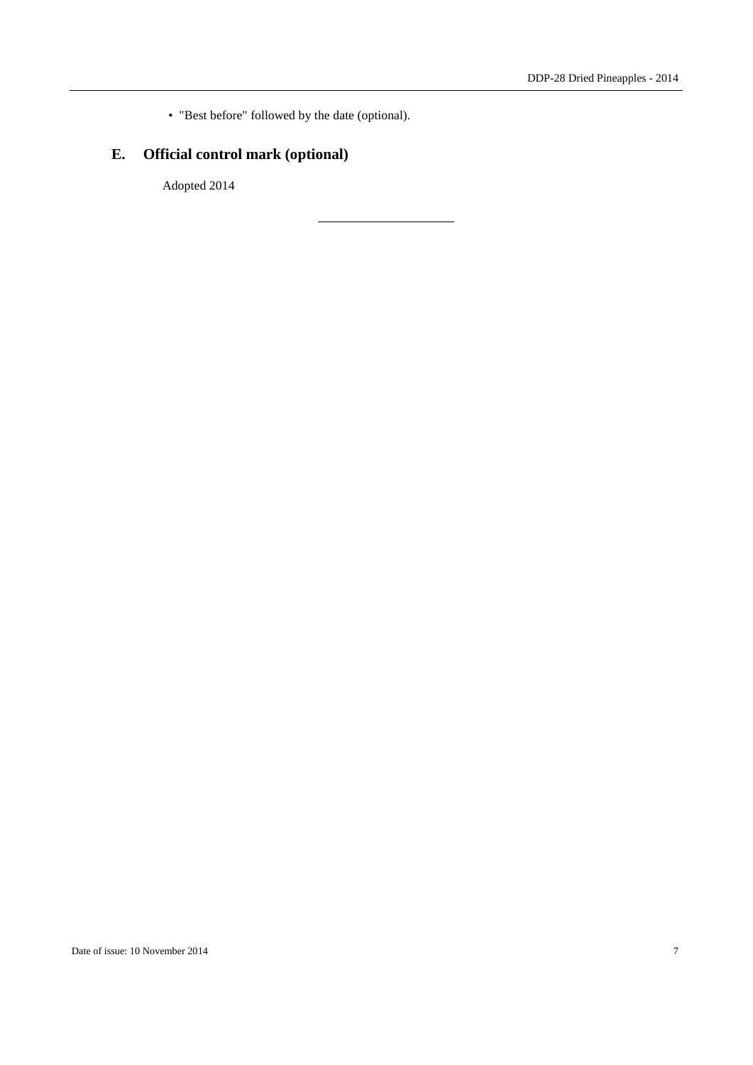- "Best before" followed by the date (optional).

## E. Official control mark (optional)

Adopted 2014

---